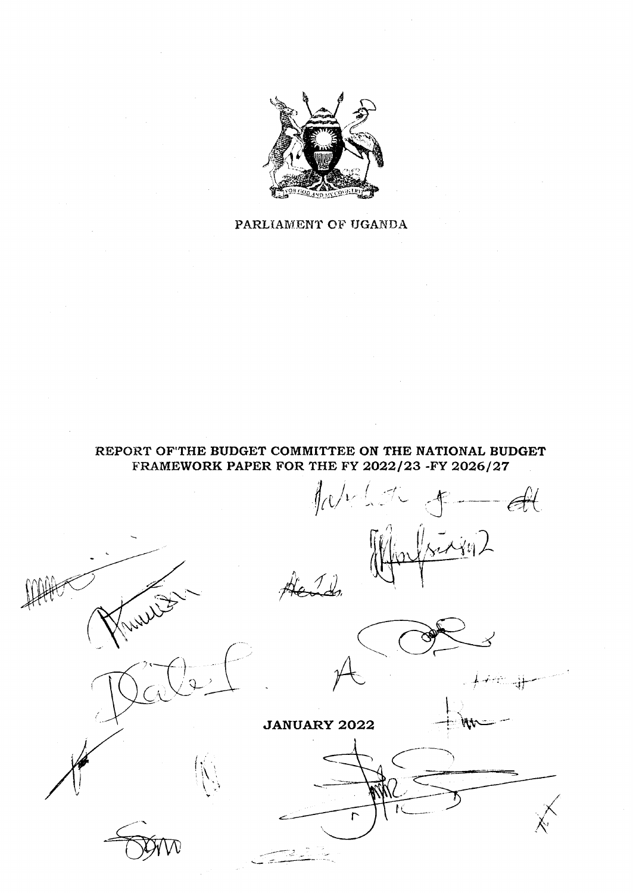PARLIAMENT OF UGANDA

# REPORT OF THE BUDGET COMMITTEE ON THE NATIONAL BUDGET FRAMEWORK PAPER FOR THE FY 2022/23 -FY 2026/27

JANUARY 2022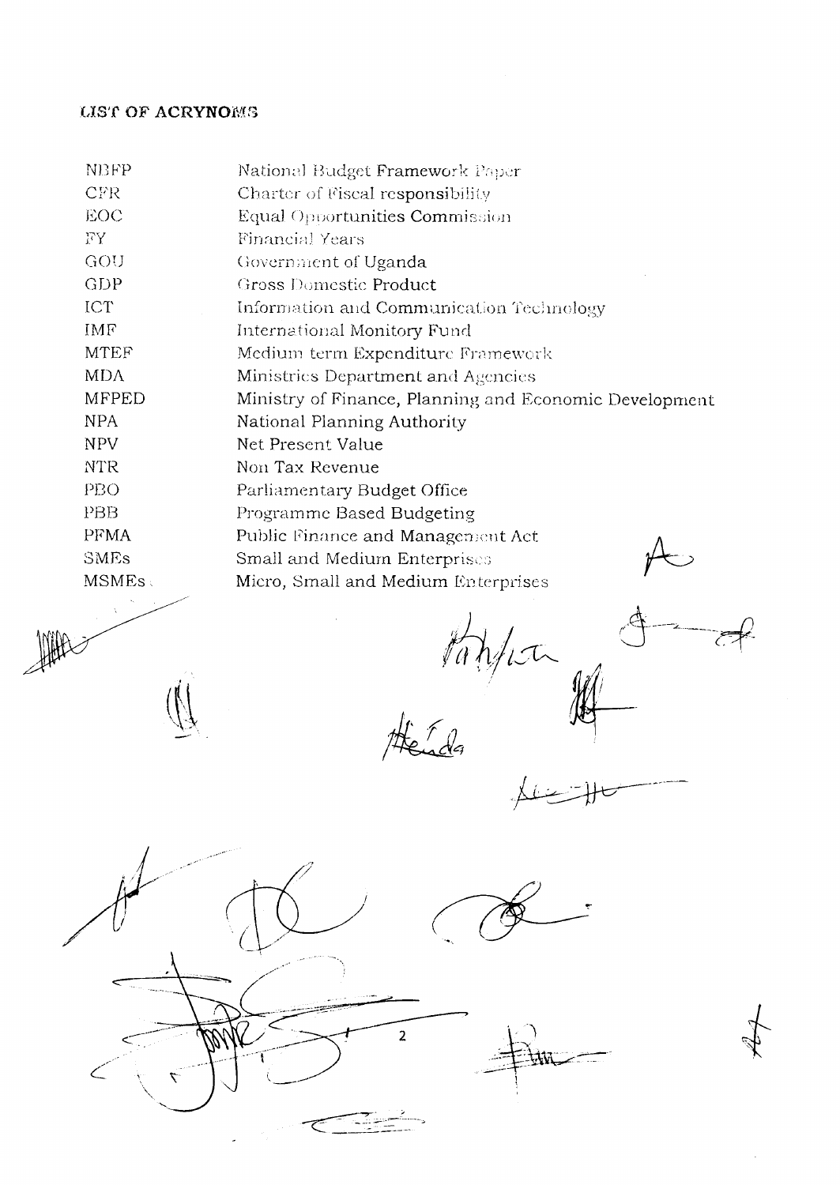## LIST OF ACRYNOMS

| | |
|---|---|
| NBFP | National Budget Framework Paper |
| CFR | Charter of Fiscal responsibility |
| EOC | Equal Opportunities Commission |
| FY | Financial Years |
| GOU | Government of Uganda |
| GDP | Gross Domestic Product |
| ICT | Information and Communication Technology |
| IMF | International Monitory Fund |
| MTEF | Medium term Expenditure Framework |
| MDA | Ministries Department and Agencies |
| MFPED | Ministry of Finance, Planning and Economic Development |
| NPA | National Planning Authority |
| NPV | Net Present Value |
| NTR | Non Tax Revenue |
| PBO | Parliamentary Budget Office |
| PBB | Programme Based Budgeting |
| PFMA | Public Finance and Management Act |
| SMEs | Small and Medium Enterprises |
| MSMEs | Micro, Small and Medium Enterprises |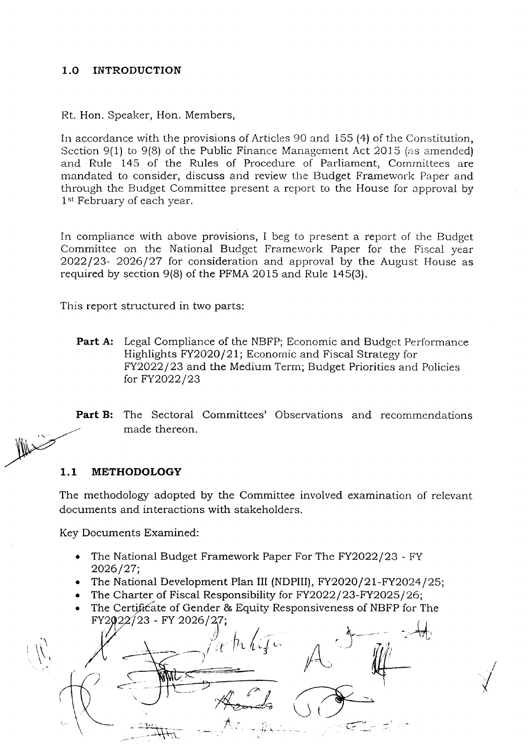## 1.0 INTRODUCTION

Rt. Hon. Speaker, Hon. Members,

In accordance with the provisions of Articles 90 and 155 (4) of the Constitution, Section 9(1) to 9(8) of the Public Finance Management Act 2015 (as amended) and Rule 145 of the Rules of Procedure of Parliament, Committees are mandated to consider, discuss and review the Budget Framework Paper and through the Budget Committee present a report to the House for approval by 1st February of each year.

In compliance with above provisions, I beg to present a report of the Budget Committee on the National Budget Framework Paper for the Fiscal year 2022/23- 2026/27 for consideration and approval by the August House as required by section 9(8) of the PFMA 2015 and Rule 145(3).

This report structured in two parts:

**Part A:** Legal Compliance of the NBFP; Economic and Budget Performance Highlights FY2020/21; Economic and Fiscal Strategy for FY2022/23 and the Medium Term; Budget Priorities and Policies for FY2022/23

**Part B:** The Sectoral Committees' Observations and recommendations made thereon.

## 1.1 METHODOLOGY

The methodology adopted by the Committee involved examination of relevant documents and interactions with stakeholders.

Key Documents Examined:

- The National Budget Framework Paper For The FY2022/23 - FY 2026/27;
- The National Development Plan III (NDPIII), FY2020/21-FY2024/25;
- The Charter of Fiscal Responsibility for FY2022/23-FY2025/26;
- The Certificate of Gender & Equity Responsiveness of NBFP for The FY2022/23 - FY 2026/27;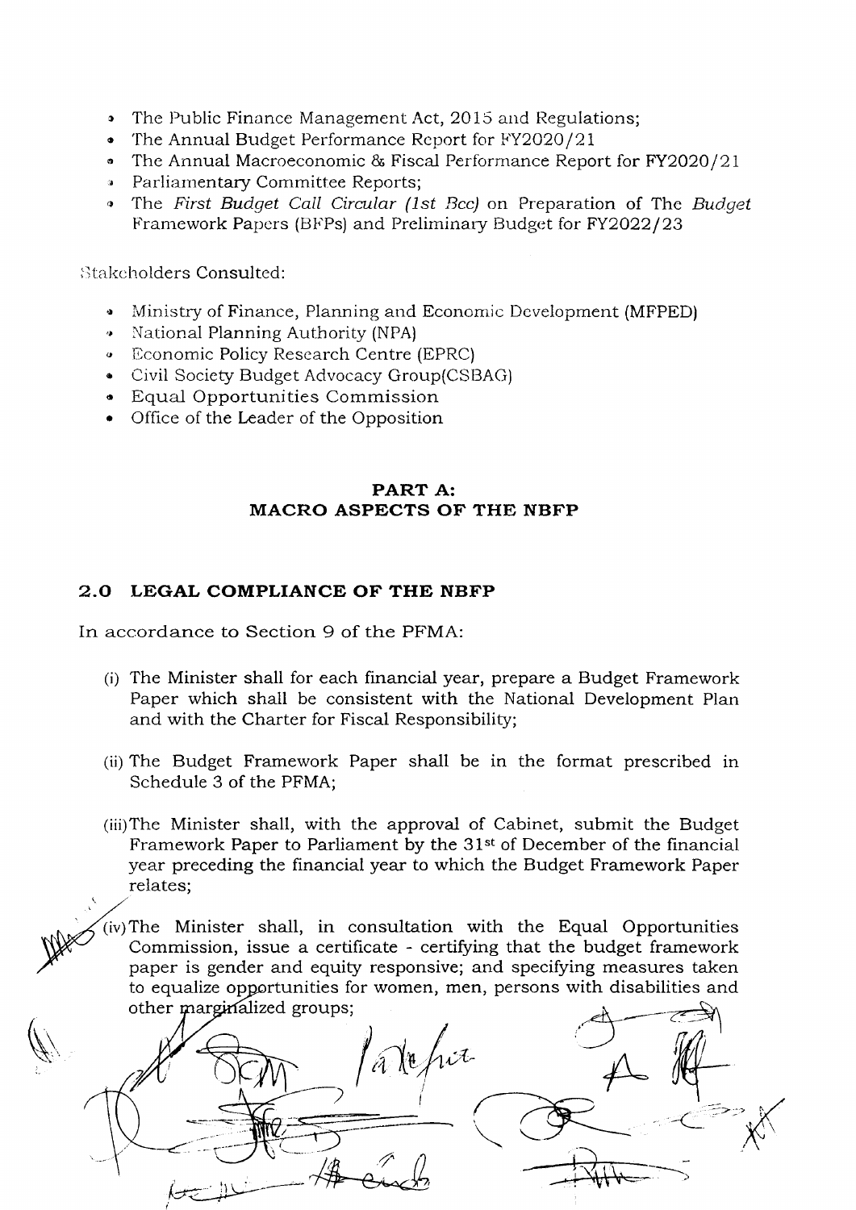- The Public Finance Management Act, 2015 and Regulations;
- The Annual Budget Performance Report for FY2020/21
- The Annual Macroeconomic & Fiscal Performance Report for FY2020/21
- Parliamentary Committee Reports;
- The *First Budget Call Circular (1st Bcc)* on Preparation of The *Budget* Framework Papers (BFPs) and Preliminary Budget for FY2022/23

Stakeholders Consulted:

- Ministry of Finance, Planning and Economic Development (MFPED)
- National Planning Authority (NPA)
- Economic Policy Research Centre (EPRC)
- Civil Society Budget Advocacy Group(CSBAG)
- Equal Opportunities Commission
- Office of the Leader of the Opposition

## PART A:
## MACRO ASPECTS OF THE NBFP

## 2.0 LEGAL COMPLIANCE OF THE NBFP

In accordance to Section 9 of the PFMA:

(i) The Minister shall for each financial year, prepare a Budget Framework Paper which shall be consistent with the National Development Plan and with the Charter for Fiscal Responsibility;

(ii) The Budget Framework Paper shall be in the format prescribed in Schedule 3 of the PFMA;

(iii) The Minister shall, with the approval of Cabinet, submit the Budget Framework Paper to Parliament by the 31st of December of the financial year preceding the financial year to which the Budget Framework Paper relates;

(iv) The Minister shall, in consultation with the Equal Opportunities Commission, issue a certificate - certifying that the budget framework paper is gender and equity responsive; and specifying measures taken to equalize opportunities for women, men, persons with disabilities and other marginalized groups;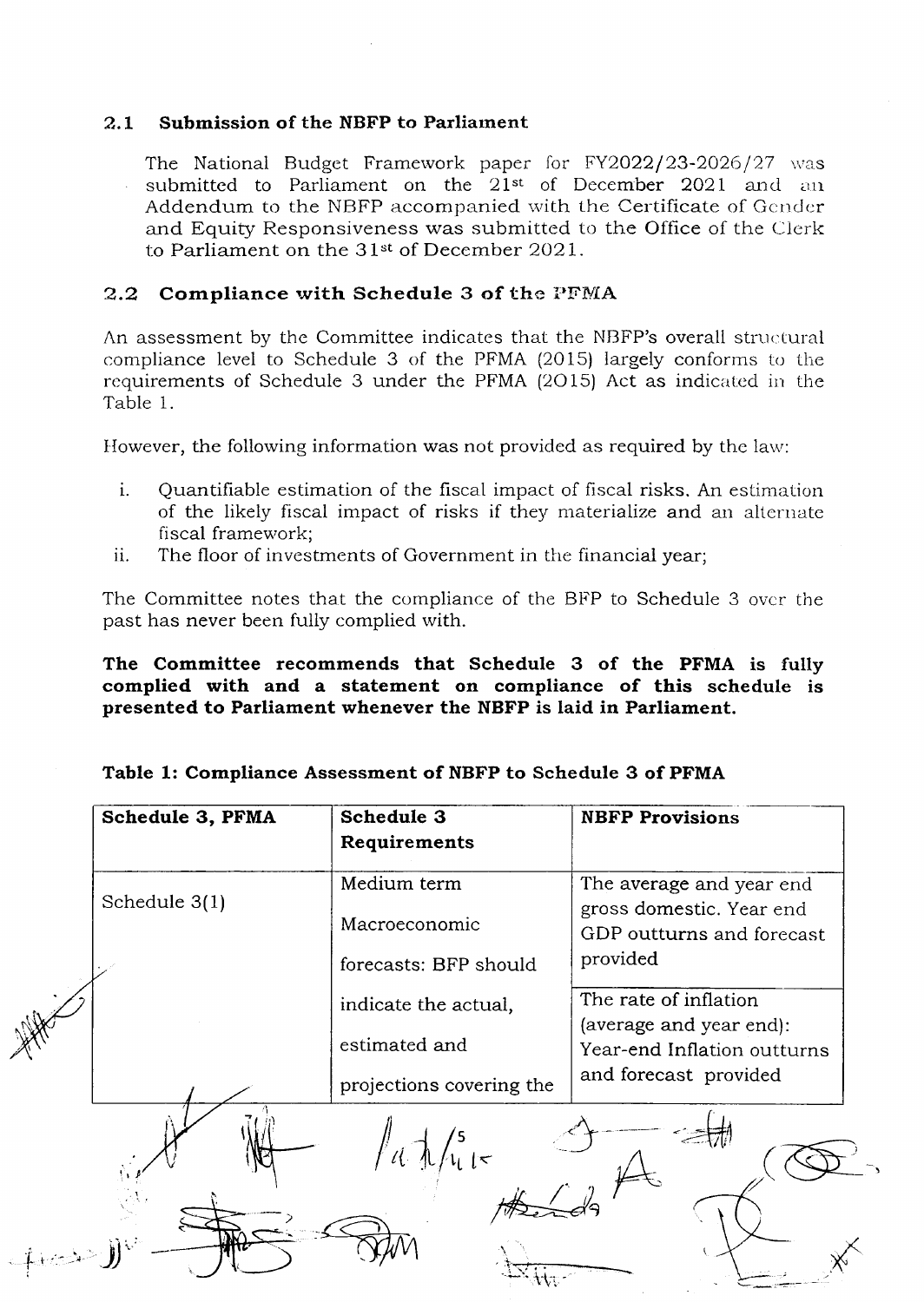### 2.1 Submission of the NBFP to Parliament

The National Budget Framework paper for FY2022/23-2026/27 was submitted to Parliament on the 21st of December 2021 and an Addendum to the NBFP accompanied with the Certificate of Gender and Equity Responsiveness was submitted to the Office of the Clerk to Parliament on the 31st of December 2021.

### 2.2 Compliance with Schedule 3 of the PFMA

An assessment by the Committee indicates that the NBFP's overall structural compliance level to Schedule 3 of the PFMA (2015) largely conforms to the requirements of Schedule 3 under the PFMA (2O15) Act as indicated in the Table 1.

However, the following information was not provided as required by the law:

i. Quantifiable estimation of the fiscal impact of fiscal risks. An estimation of the likely fiscal impact of risks if they materialize and an alternate fiscal framework;

ii. The floor of investments of Government in the financial year;

The Committee notes that the compliance of the BFP to Schedule 3 over the past has never been fully complied with.

**The Committee recommends that Schedule 3 of the PFMA is fully complied with and a statement on compliance of this schedule is presented to Parliament whenever the NBFP is laid in Parliament.**

**Table 1: Compliance Assessment of NBFP to Schedule 3 of PFMA**

| Schedule 3, PFMA | Schedule 3 Requirements | NBFP Provisions |
|---|---|---|
| Schedule 3(1) | Medium term Macroeconomic forecasts: BFP should indicate the actual, estimated and projections covering the | The average and year end gross domestic. Year end GDP outturns and forecast provided |
| | | The rate of inflation (average and year end): Year-end Inflation outturns and forecast provided |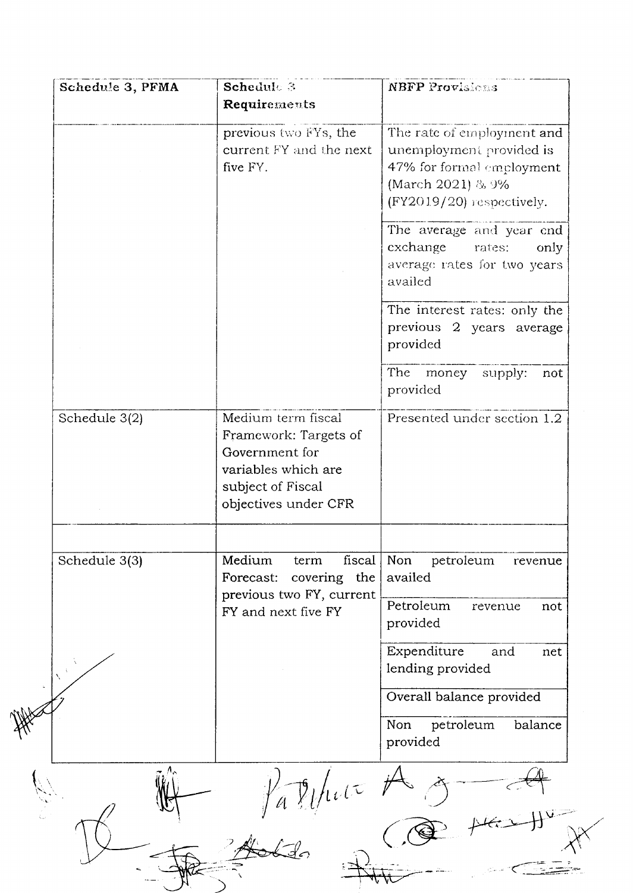| Schedule 3, PFMA | Schedule 3 Requirements | NBFP Provisions |
|---|---|---|
| | previous two FYs, the current FY and the next five FY. | The rate of employment and unemployment provided is 47% for formal employment (March 2021) & 9% (FY2019/20) respectively. |
| | | The average and year end exchange rates: only average rates for two years availed |
| | | The interest rates: only the previous 2 years average provided |
| | | The money supply: not provided |
| Schedule 3(2) | Medium term fiscal Framework: Targets of Government for variables which are subject of Fiscal objectives under CFR | Presented under section 1.2 |
| | | |
| Schedule 3(3) | Medium term fiscal Forecast: covering the previous two FY, current FY and next five FY | Non petroleum revenue availed |
| | | Petroleum revenue not provided |
| | | Expenditure and net lending provided |
| | | Overall balance provided |
| | | Non petroleum balance provided |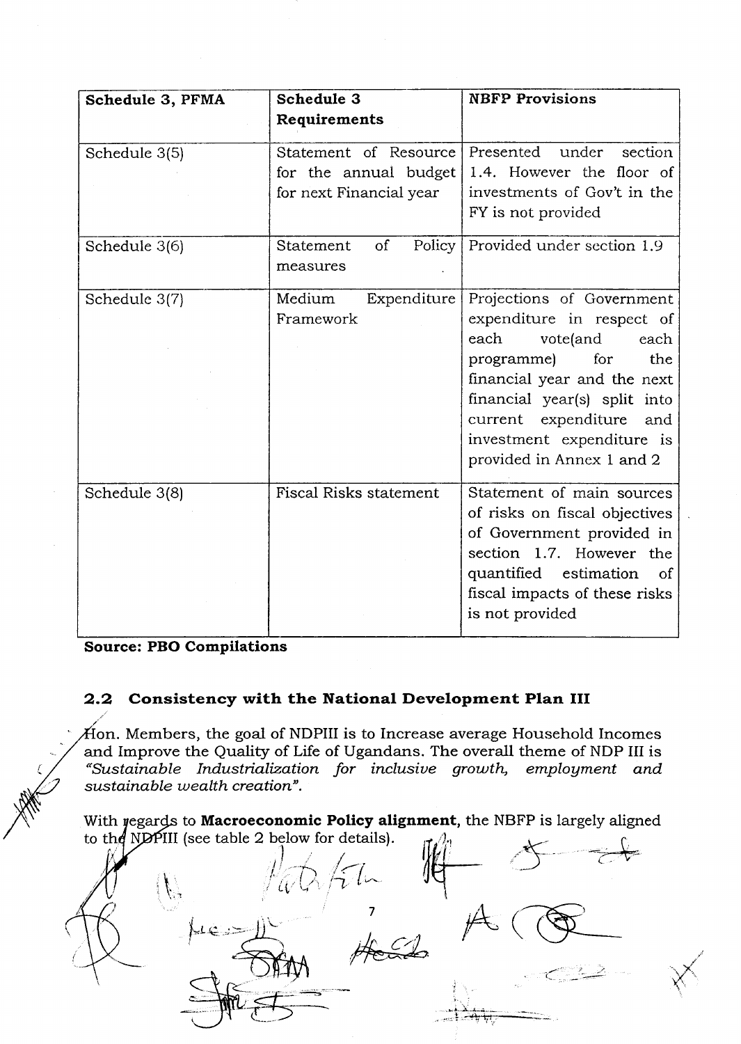| Schedule 3, PFMA | Schedule 3 Requirements | NBFP Provisions |
|---|---|---|
| Schedule 3(5) | Statement of Resource for the annual budget for next Financial year | Presented under section 1.4. However the floor of investments of Gov't in the FY is not provided |
| Schedule 3(6) | Statement of Policy measures | Provided under section 1.9 |
| Schedule 3(7) | Medium Expenditure Framework | Projections of Government expenditure in respect of each vote(and each programme) for the financial year and the next financial year(s) split into current expenditure and investment expenditure is provided in Annex 1 and 2 |
| Schedule 3(8) | Fiscal Risks statement | Statement of main sources of risks on fiscal objectives of Government provided in section 1.7. However the quantified estimation of fiscal impacts of these risks is not provided |

**Source: PBO Compilations**

## 2.2 Consistency with the National Development Plan III

Hon. Members, the goal of NDPIII is to Increase average Household Incomes and Improve the Quality of Life of Ugandans. The overall theme of NDP III is *"Sustainable Industrialization for inclusive growth, employment and sustainable wealth creation"*.

With regards to **Macroeconomic Policy alignment**, the NBFP is largely aligned to the NDPIII (see table 2 below for details).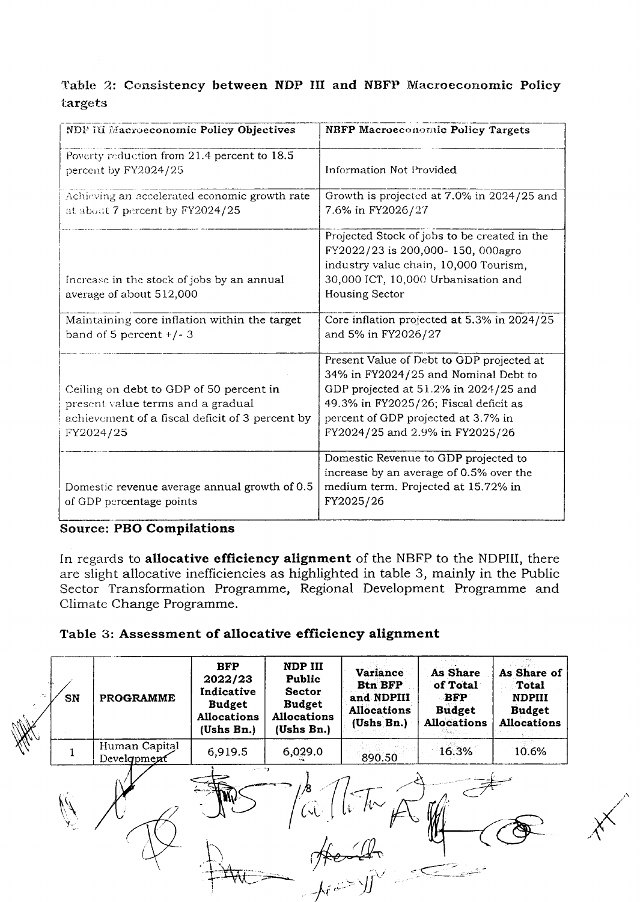**Table 2: Consistency between NDP III and NBFP Macroeconomic Policy targets**

| NDP III Macroeconomic Policy Objectives | NBFP Macroeconomic Policy Targets |
|---|---|
| Poverty reduction from 21.4 percent to 18.5 percent by FY2024/25 | Information Not Provided |
| Achieving an accelerated economic growth rate at about 7 percent by FY2024/25 | Growth is projected at 7.0% in 2024/25 and 7.6% in FY2026/27 |
| Increase in the stock of jobs by an annual average of about 512,000 | Projected Stock of jobs to be created in the FY2022/23 is 200,000- 150, 000agro industry value chain, 10,000 Tourism, 30,000 ICT, 10,000 Urbanisation and Housing Sector |
| Maintaining core inflation within the target band of 5 percent +/- 3 | Core inflation projected at 5.3% in 2024/25 and 5% in FY2026/27 |
| Ceiling on debt to GDP of 50 percent in present value terms and a gradual achievement of a fiscal deficit of 3 percent by FY2024/25 | Present Value of Debt to GDP projected at 34% in FY2024/25 and Nominal Debt to GDP projected at 51.2% in 2024/25 and 49.3% in FY2025/26; Fiscal deficit as percent of GDP projected at 3.7% in FY2024/25 and 2.9% in FY2025/26 |
| Domestic revenue average annual growth of 0.5 of GDP percentage points | Domestic Revenue to GDP projected to increase by an average of 0.5% over the medium term. Projected at 15.72% in FY2025/26 |

**Source: PBO Compilations**

In regards to **allocative efficiency alignment** of the NBFP to the NDPIII, there are slight allocative inefficiencies as highlighted in table 3, mainly in the Public Sector Transformation Programme, Regional Development Programme and Climate Change Programme.

**Table 3: Assessment of allocative efficiency alignment**

| SN | PROGRAMME | BFP 2022/23 Indicative Budget Allocations (Ushs Bn.) | NDP III Public Sector Budget Allocations (Ushs Bn.) | Variance Btn BFP and NDPIII Allocations (Ushs Bn.) | As Share of Total BFP Budget Allocations | As Share of Total NDPIII Budget Allocations |
|---|---|---|---|---|---|---|
| 1 | Human Capital Development | 6,919.5 | 6,029.0 | 890.50 | 16.3% | 10.6% |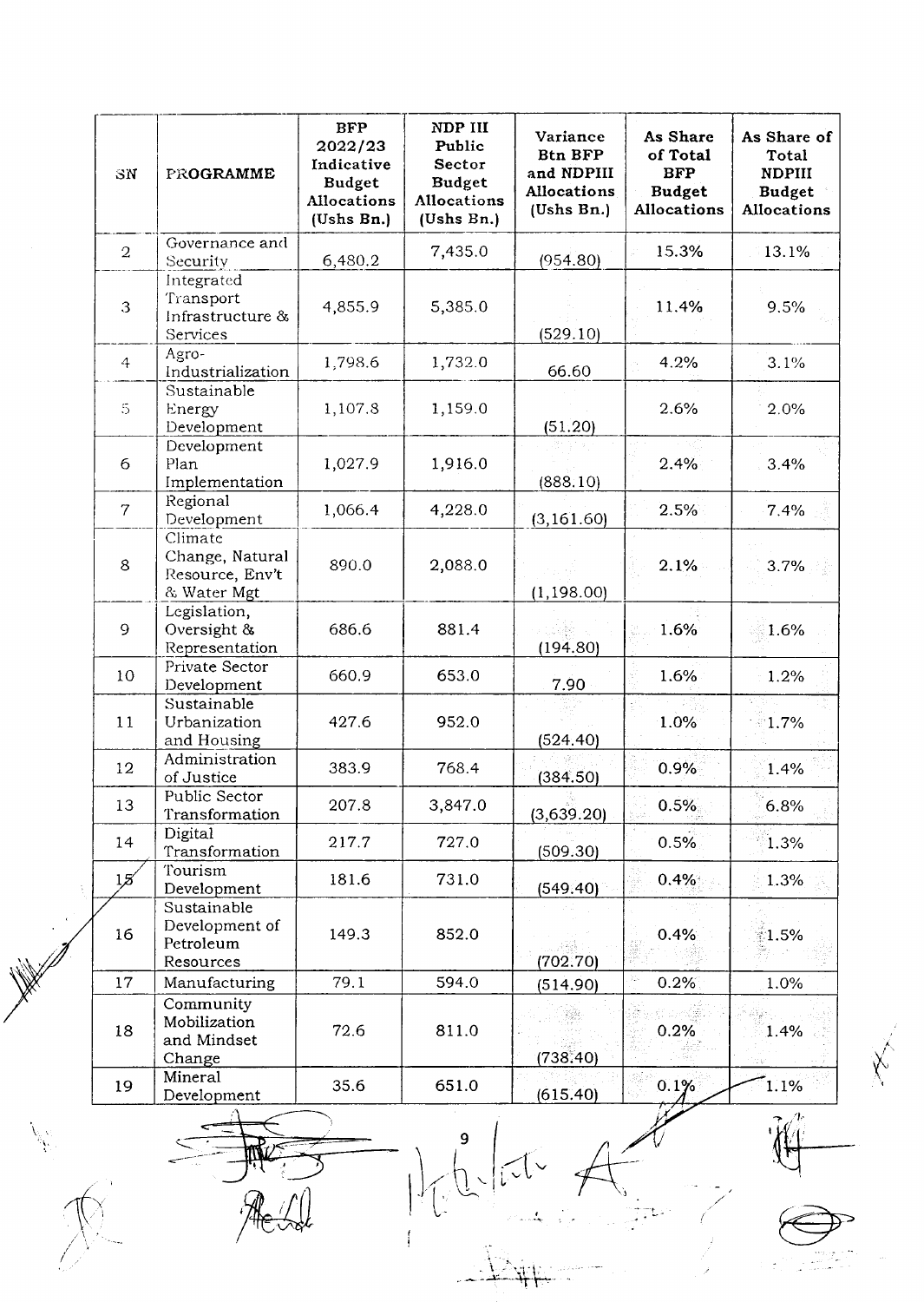| SN | PROGRAMME | BFP 2022/23 Indicative Budget Allocations (Ushs Bn.) | NDP III Public Sector Budget Allocations (Ushs Bn.) | Variance Btn BFP and NDPIII Allocations (Ushs Bn.) | As Share of Total BFP Budget Allocations | As Share of Total NDPIII Budget Allocations |
|---|---|---|---|---|---|---|
| 2 | Governance and Security | 6,480.2 | 7,435.0 | (954.80) | 15.3% | 13.1% |
| 3 | Integrated Transport Infrastructure & Services | 4,855.9 | 5,385.0 | (529.10) | 11.4% | 9.5% |
| 4 | Agro-Industrialization | 1,798.6 | 1,732.0 | 66.60 | 4.2% | 3.1% |
| 5 | Sustainable Energy Development | 1,107.8 | 1,159.0 | (51.20) | 2.6% | 2.0% |
| 6 | Development Plan Implementation | 1,027.9 | 1,916.0 | (888.10) | 2.4% | 3.4% |
| 7 | Regional Development | 1,066.4 | 4,228.0 | (3,161.60) | 2.5% | 7.4% |
| 8 | Climate Change, Natural Resource, Env't & Water Mgt | 890.0 | 2,088.0 | (1,198.00) | 2.1% | 3.7% |
| 9 | Legislation, Oversight & Representation | 686.6 | 881.4 | (194.80) | 1.6% | 1.6% |
| 10 | Private Sector Development | 660.9 | 653.0 | 7.90 | 1.6% | 1.2% |
| 11 | Sustainable Urbanization and Housing | 427.6 | 952.0 | (524.40) | 1.0% | 1.7% |
| 12 | Administration of Justice | 383.9 | 768.4 | (384.50) | 0.9% | 1.4% |
| 13 | Public Sector Transformation | 207.8 | 3,847.0 | (3,639.20) | 0.5% | 6.8% |
| 14 | Digital Transformation | 217.7 | 727.0 | (509.30) | 0.5% | 1.3% |
| 15 | Tourism Development | 181.6 | 731.0 | (549.40) | 0.4% | 1.3% |
| 16 | Sustainable Development of Petroleum Resources | 149.3 | 852.0 | (702.70) | 0.4% | 1.5% |
| 17 | Manufacturing | 79.1 | 594.0 | (514.90) | 0.2% | 1.0% |
| 18 | Community Mobilization and Mindset Change | 72.6 | 811.0 | (738.40) | 0.2% | 1.4% |
| 19 | Mineral Development | 35.6 | 651.0 | (615.40) | 0.1% | 1.1% |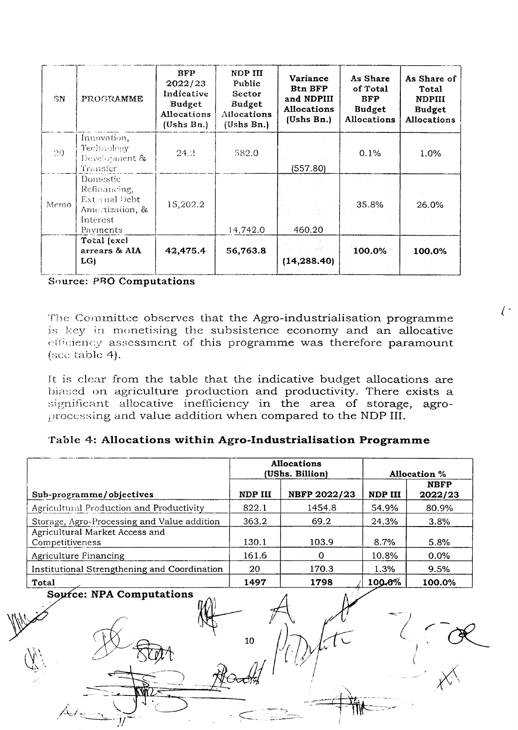| SN | PROGRAMME | BFP 2022/23 Indicative Budget Allocations (Ushs Bn.) | NDP III Public Sector Budget Allocations (Ushs Bn.) | Variance Btn BFP and NDPIII Allocations (Ushs Bn.) | As Share of Total BFP Budget Allocations | As Share of Total NDPIII Budget Allocations |
|---|---|---|---|---|---|---|
| 20 | Innovation, Technology Development & Transfer | 24.2 | 582.0 | (557.80) | 0.1% | 1.0% |
| Memo | Domestic Refinancing, External Debt Amortization, & Interest Payments | 15,202.2 | 14,742.0 | 460.20 | 35.8% | 26.0% |
| | **Total (excl arrears & AIA LG)** | **42,475.4** | **56,763.8** | **(14,288.40)** | **100.0%** | **100.0%** |

**Source: PBO Computations**

The Committee observes that the Agro-industrialisation programme is key in monetising the subsistence economy and an allocative efficiency assessment of this programme was therefore paramount (see table 4).

It is clear from the table that the indicative budget allocations are biased on agriculture production and productivity. There exists a significant allocative inefficiency in the area of storage, agro-processing and value addition when compared to the NDP III.

**Table 4: Allocations within Agro-Industrialisation Programme**

| | Allocations (UShs. Billion) | | Allocation % | |
|---|---|---|---|---|
| **Sub-programme/objectives** | **NDP III** | **NBFP 2022/23** | **NDP III** | **NBFP 2022/23** |
| Agricultural Production and Productivity | 822.1 | 1454.8 | 54.9% | 80.9% |
| Storage, Agro-Processing and Value addition | 363.2 | 69.2 | 24.3% | 3.8% |
| Agricultural Market Access and Competitiveness | 130.1 | 103.9 | 8.7% | 5.8% |
| Agriculture Financing | 161.6 | 0 | 10.8% | 0.0% |
| Institutional Strengthening and Coordination | 20 | 170.3 | 1.3% | 9.5% |
| **Total** | **1497** | **1798** | **100.0%** | **100.0%** |

**Source: NPA Computations**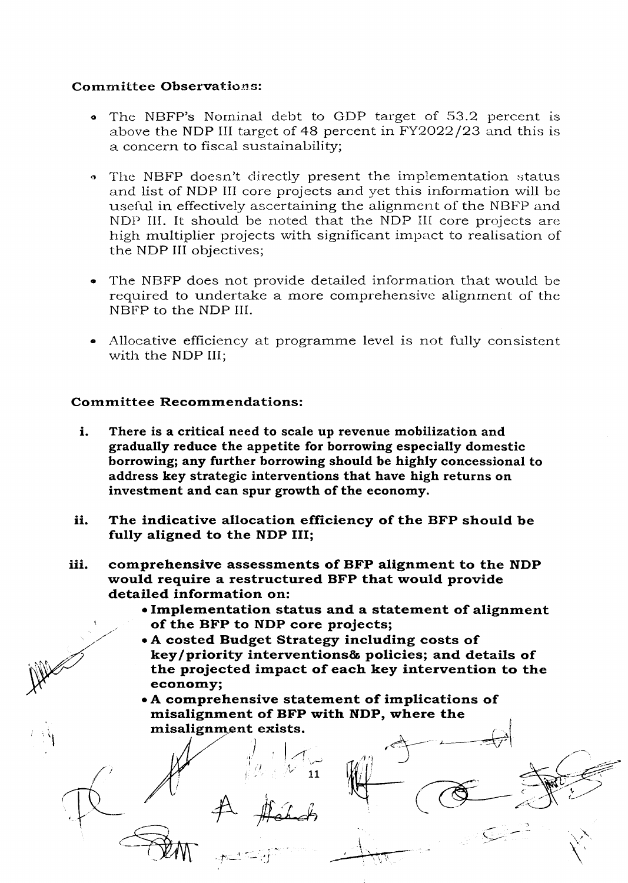**Committee Observations:**

- The NBFP's Nominal debt to GDP target of 53.2 percent is above the NDP III target of 48 percent in FY2022/23 and this is a concern to fiscal sustainability;

- The NBFP doesn't directly present the implementation status and list of NDP III core projects and yet this information will be useful in effectively ascertaining the alignment of the NBFP and NDP III. It should be noted that the NDP III core projects are high multiplier projects with significant impact to realisation of the NDP III objectives;

- The NBFP does not provide detailed information that would be required to undertake a more comprehensive alignment of the NBFP to the NDP III.

- Allocative efficiency at programme level is not fully consistent with the NDP III;

**Committee Recommendations:**

i. **There is a critical need to scale up revenue mobilization and gradually reduce the appetite for borrowing especially domestic borrowing; any further borrowing should be highly concessional to address key strategic interventions that have high returns on investment and can spur growth of the economy.**

ii. **The indicative allocation efficiency of the BFP should be fully aligned to the NDP III;**

iii. **comprehensive assessments of BFP alignment to the NDP would require a restructured BFP that would provide detailed information on:**
   - **Implementation status and a statement of alignment of the BFP to NDP core projects;**
   - **A costed Budget Strategy including costs of key/priority interventions& policies; and details of the projected impact of each key intervention to the economy;**
   - **A comprehensive statement of implications of misalignment of BFP with NDP, where the misalignment exists.**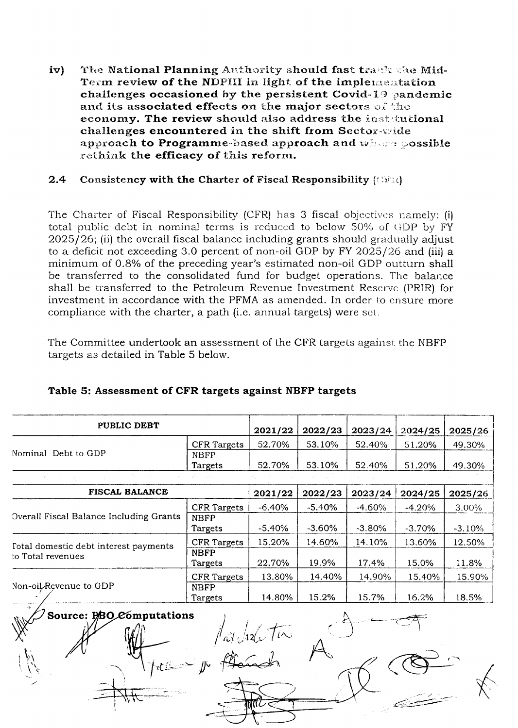iv) **The National Planning Authority should fast track the Mid-Term review of the NDPIII in light of the implementation challenges occasioned by the persistent Covid-19 pandemic and its associated effects on the major sectors of the economy. The review should also address the institutional challenges encountered in the shift from Sector-wide approach to Programme-based approach and where possible rethink the efficacy of this reform.**

### 2.4 Consistency with the Charter of Fiscal Responsibility (CFR)

The Charter of Fiscal Responsibility (CFR) has 3 fiscal objectives namely: (i) total public debt in nominal terms is reduced to below 50% of GDP by FY 2025/26; (ii) the overall fiscal balance including grants should gradually adjust to a deficit not exceeding 3.0 percent of non-oil GDP by FY 2025/26 and (iii) a minimum of 0.8% of the preceding year's estimated non-oil GDP outturn shall be transferred to the consolidated fund for budget operations. The balance shall be transferred to the Petroleum Revenue Investment Reserve (PRIR) for investment in accordance with the PFMA as amended. In order to ensure more compliance with the charter, a path (i.e. annual targets) were set.

The Committee undertook an assessment of the CFR targets against the NBFP targets as detailed in Table 5 below.

**Table 5: Assessment of CFR targets against NBFP targets**

| PUBLIC DEBT | | 2021/22 | 2022/23 | 2023/24 | 2024/25 | 2025/26 |
|---|---|---|---|---|---|---|
| Nominal Debt to GDP | CFR Targets | 52.70% | 53.10% | 52.40% | 51.20% | 49.30% |
| | NBFP Targets | 52.70% | 53.10% | 52.40% | 51.20% | 49.30% |
| **FISCAL BALANCE** | | **2021/22** | **2022/23** | **2023/24** | **2024/25** | **2025/26** |
| Overall Fiscal Balance Including Grants | CFR Targets | -6.40% | -5.40% | -4.60% | -4.20% | 3.00% |
| | NBFP Targets | -5.40% | -3.60% | -3.80% | -3.70% | -3.10% |
| Total domestic debt interest payments to Total revenues | CFR Targets | 15.20% | 14.60% | 14.10% | 13.60% | 12.50% |
| | NBFP Targets | 22.70% | 19.9% | 17.4% | 15.0% | 11.8% |
| Non-oil Revenue to GDP | CFR Targets | 13.80% | 14.40% | 14.90% | 15.40% | 15.90% |
| | NBFP Targets | 14.80% | 15.2% | 15.7% | 16.2% | 18.5% |

**Source: PBO Computations**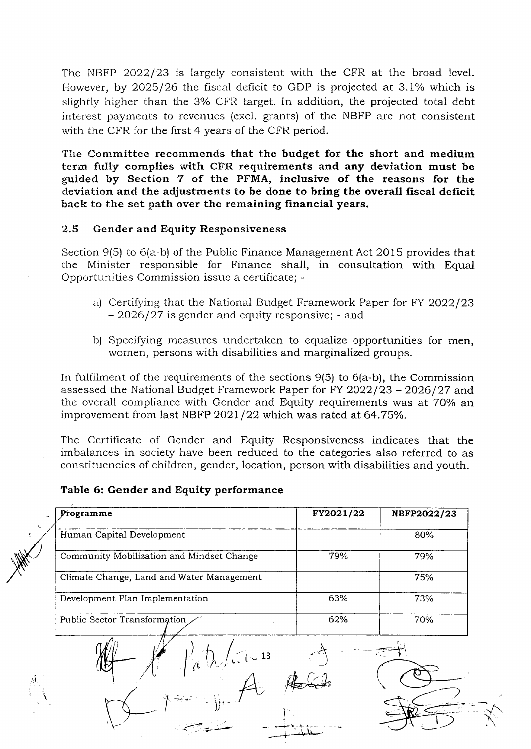The NBFP 2022/23 is largely consistent with the CFR at the broad level. However, by 2025/26 the fiscal deficit to GDP is projected at 3.1% which is slightly higher than the 3% CFR target. In addition, the projected total debt interest payments to revenues (excl. grants) of the NBFP are not consistent with the CFR for the first 4 years of the CFR period.

**The Committee recommends that the budget for the short and medium term fully complies with CFR requirements and any deviation must be guided by Section 7 of the PFMA, inclusive of the reasons for the deviation and the adjustments to be done to bring the overall fiscal deficit back to the set path over the remaining financial years.**

### 2.5 Gender and Equity Responsiveness

Section 9(5) to 6(a-b) of the Public Finance Management Act 2015 provides that the Minister responsible for Finance shall, in consultation with Equal Opportunities Commission issue a certificate; -

a) Certifying that the National Budget Framework Paper for FY 2022/23 – 2026/27 is gender and equity responsive; - and

b) Specifying measures undertaken to equalize opportunities for men, women, persons with disabilities and marginalized groups.

In fulfilment of the requirements of the sections 9(5) to 6(a-b), the Commission assessed the National Budget Framework Paper for FY 2022/23 – 2026/27 and the overall compliance with Gender and Equity requirements was at 70% an improvement from last NBFP 2021/22 which was rated at 64.75%.

The Certificate of Gender and Equity Responsiveness indicates that the imbalances in society have been reduced to the categories also referred to as constituencies of children, gender, location, person with disabilities and youth.

**Table 6: Gender and Equity performance**

| Programme | FY2021/22 | NBFP2022/23 |
|---|---|---|
| Human Capital Development | | 80% |
| Community Mobilization and Mindset Change | 79% | 79% |
| Climate Change, Land and Water Management | | 75% |
| Development Plan Implementation | 63% | 73% |
| Public Sector Transformation | 62% | 70% |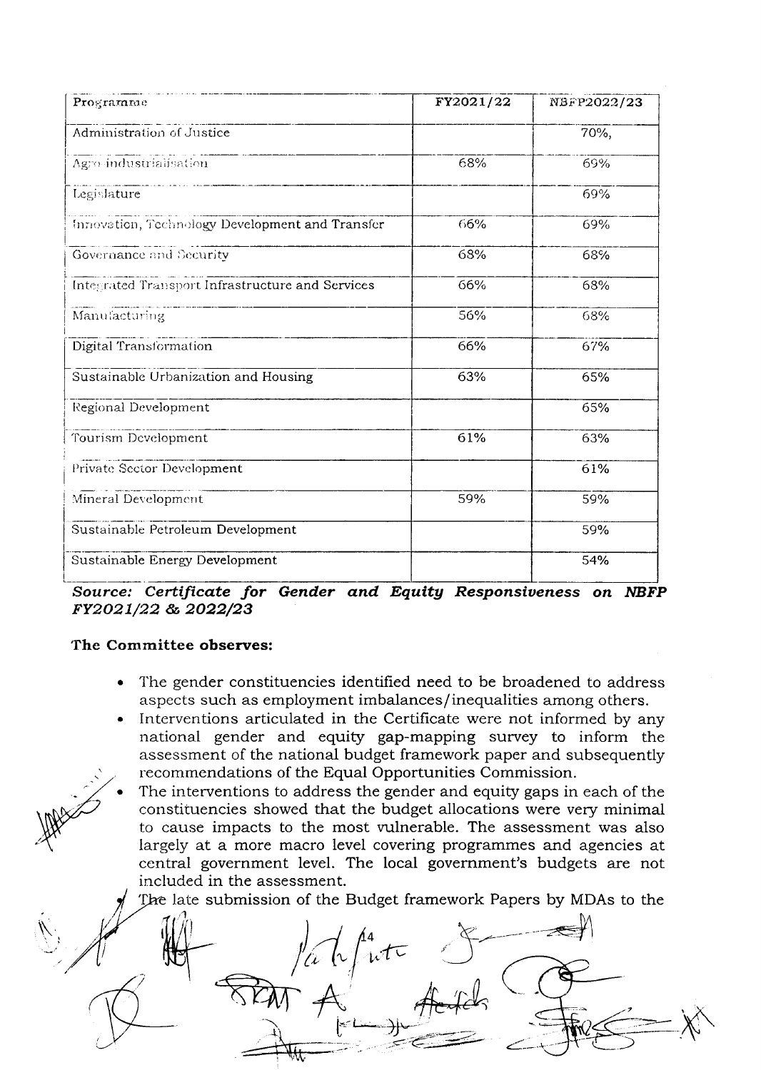| Programme | FY2021/22 | NBFP2022/23 |
|---|---|---|
| Administration of Justice | | 70%, |
| Agro industrialisation | 68% | 69% |
| Legislature | | 69% |
| Innovation, Technology Development and Transfer | 66% | 69% |
| Governance and Security | 68% | 68% |
| Integrated Transport Infrastructure and Services | 66% | 68% |
| Manufacturing | 56% | 68% |
| Digital Transformation | 66% | 67% |
| Sustainable Urbanization and Housing | 63% | 65% |
| Regional Development | | 65% |
| Tourism Development | 61% | 63% |
| Private Sector Development | | 61% |
| Mineral Development | 59% | 59% |
| Sustainable Petroleum Development | | 59% |
| Sustainable Energy Development | | 54% |

***Source: Certificate for Gender and Equity Responsiveness on NBFP FY2021/22 & 2022/23***

**The Committee observes:**

- The gender constituencies identified need to be broadened to address aspects such as employment imbalances/inequalities among others.
- Interventions articulated in the Certificate were not informed by any national gender and equity gap-mapping survey to inform the assessment of the national budget framework paper and subsequently recommendations of the Equal Opportunities Commission.
- The interventions to address the gender and equity gaps in each of the constituencies showed that the budget allocations were very minimal to cause impacts to the most vulnerable. The assessment was also largely at a more macro level covering programmes and agencies at central government level. The local government's budgets are not included in the assessment.
- The late submission of the Budget framework Papers by MDAs to the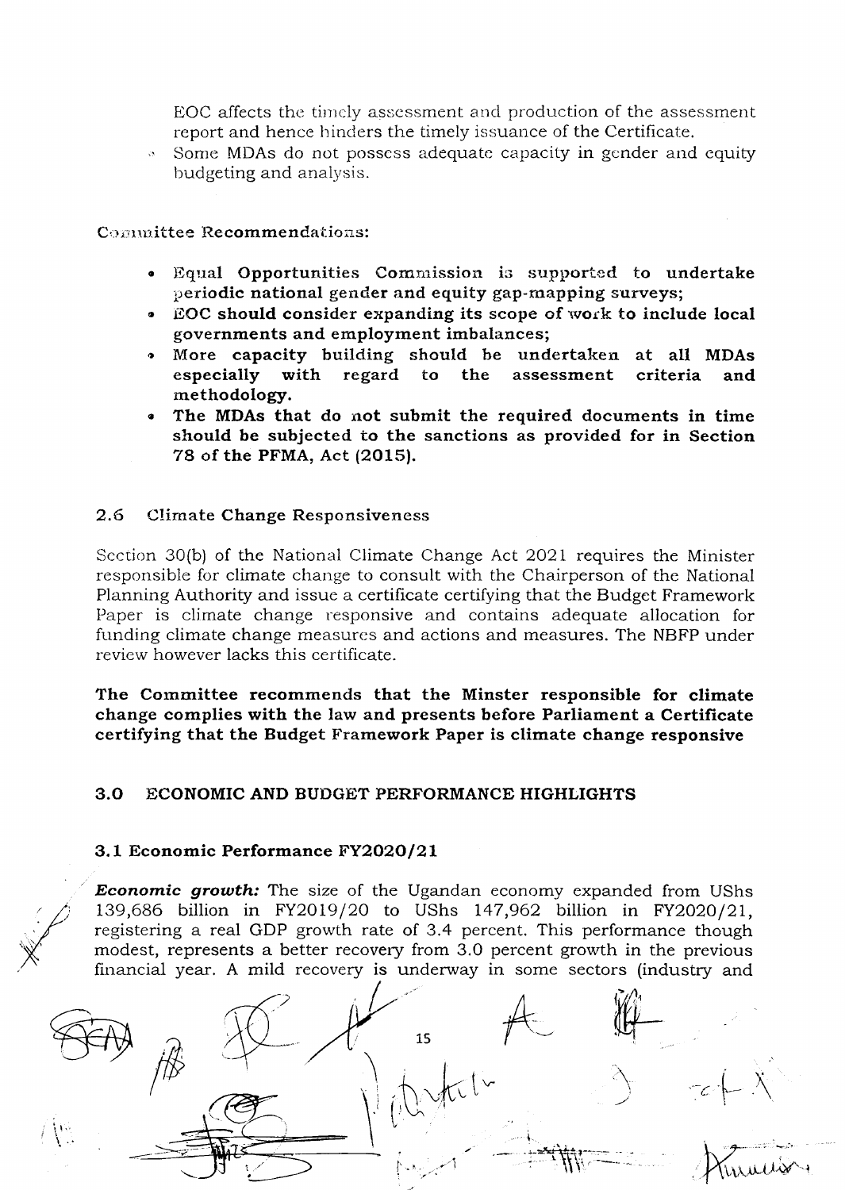EOC affects the timely assessment and production of the assessment report and hence hinders the timely issuance of the Certificate.

- Some MDAs do not possess adequate capacity in gender and equity budgeting and analysis.

Committee Recommendations:

- **Equal Opportunities Commission is supported to undertake periodic national gender and equity gap-mapping surveys;**
- **EOC should consider expanding its scope of work to include local governments and employment imbalances;**
- **More capacity building should be undertaken at all MDAs especially with regard to the assessment criteria and methodology.**
- **The MDAs that do not submit the required documents in time should be subjected to the sanctions as provided for in Section 78 of the PFMA, Act (2015).**

### 2.6 Climate Change Responsiveness

Section 30(b) of the National Climate Change Act 2021 requires the Minister responsible for climate change to consult with the Chairperson of the National Planning Authority and issue a certificate certifying that the Budget Framework Paper is climate change responsive and contains adequate allocation for funding climate change measures and actions and measures. The NBFP under review however lacks this certificate.

**The Committee recommends that the Minster responsible for climate change complies with the law and presents before Parliament a Certificate certifying that the Budget Framework Paper is climate change responsive**

## 3.0 ECONOMIC AND BUDGET PERFORMANCE HIGHLIGHTS

### 3.1 Economic Performance FY2020/21

***Economic growth:*** The size of the Ugandan economy expanded from UShs 139,686 billion in FY2019/20 to UShs 147,962 billion in FY2020/21, registering a real GDP growth rate of 3.4 percent. This performance though modest, represents a better recovery from 3.0 percent growth in the previous financial year. A mild recovery is underway in some sectors (industry and